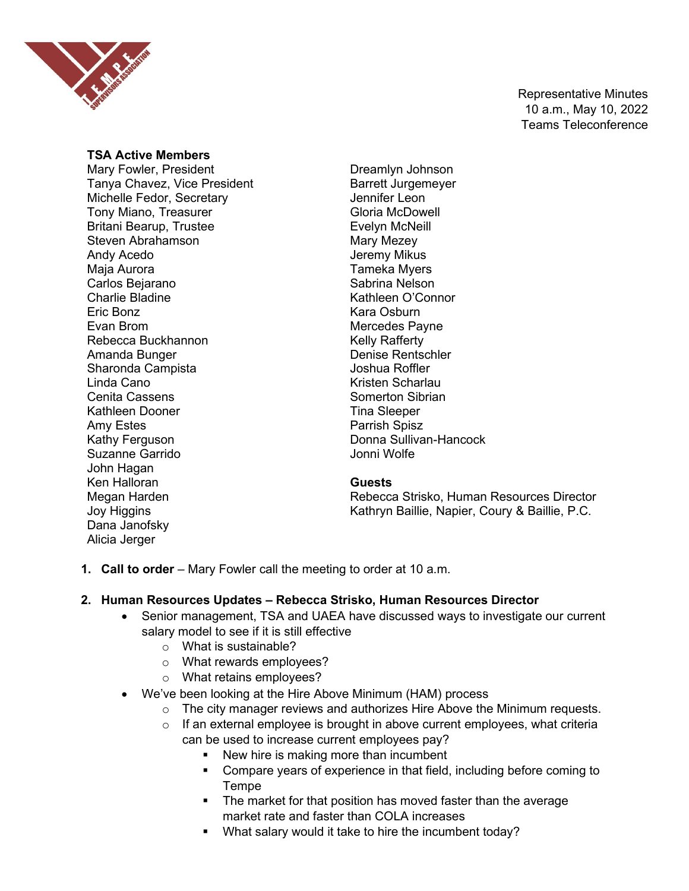Representative Minutes
10 a.m., May 10, 2022
Teams Teleconference

**TSA Active Members**

Mary Fowler, President
Tanya Chavez, Vice President
Michelle Fedor, Secretary
Tony Miano, Treasurer
Britani Bearup, Trustee
Steven Abrahamson
Andy Acedo
Maja Aurora
Carlos Bejarano
Charlie Bladine
Eric Bonz
Evan Brom
Rebecca Buckhannon
Amanda Bunger
Sharonda Campista
Linda Cano
Cenita Cassens
Kathleen Dooner
Amy Estes
Kathy Ferguson
Suzanne Garrido
John Hagan
Ken Halloran
Megan Harden
Joy Higgins
Dana Janofsky
Alicia Jerger
Dreamlyn Johnson
Barrett Jurgemeyer
Jennifer Leon
Gloria McDowell
Evelyn McNeill
Mary Mezey
Jeremy Mikus
Tameka Myers
Sabrina Nelson
Kathleen O'Connor
Kara Osburn
Mercedes Payne
Kelly Rafferty
Denise Rentschler
Joshua Roffler
Kristen Scharlau
Somerton Sibrian
Tina Sleeper
Parrish Spisz
Donna Sullivan-Hancock
Jonni Wolfe

**Guests**

Rebecca Strisko, Human Resources Director
Kathryn Baillie, Napier, Coury & Baillie, P.C.

1. **Call to order** – Mary Fowler call the meeting to order at 10 a.m.

2. **Human Resources Updates – Rebecca Strisko, Human Resources Director**
    - Senior management, TSA and UAEA have discussed ways to investigate our current salary model to see if it is still effective
        - What is sustainable?
        - What rewards employees?
        - What retains employees?
    - We've been looking at the Hire Above Minimum (HAM) process
        - The city manager reviews and authorizes Hire Above the Minimum requests.
        - If an external employee is brought in above current employees, what criteria can be used to increase current employees pay?
            - New hire is making more than incumbent
            - Compare years of experience in that field, including before coming to Tempe
            - The market for that position has moved faster than the average market rate and faster than COLA increases
            - What salary would it take to hire the incumbent today?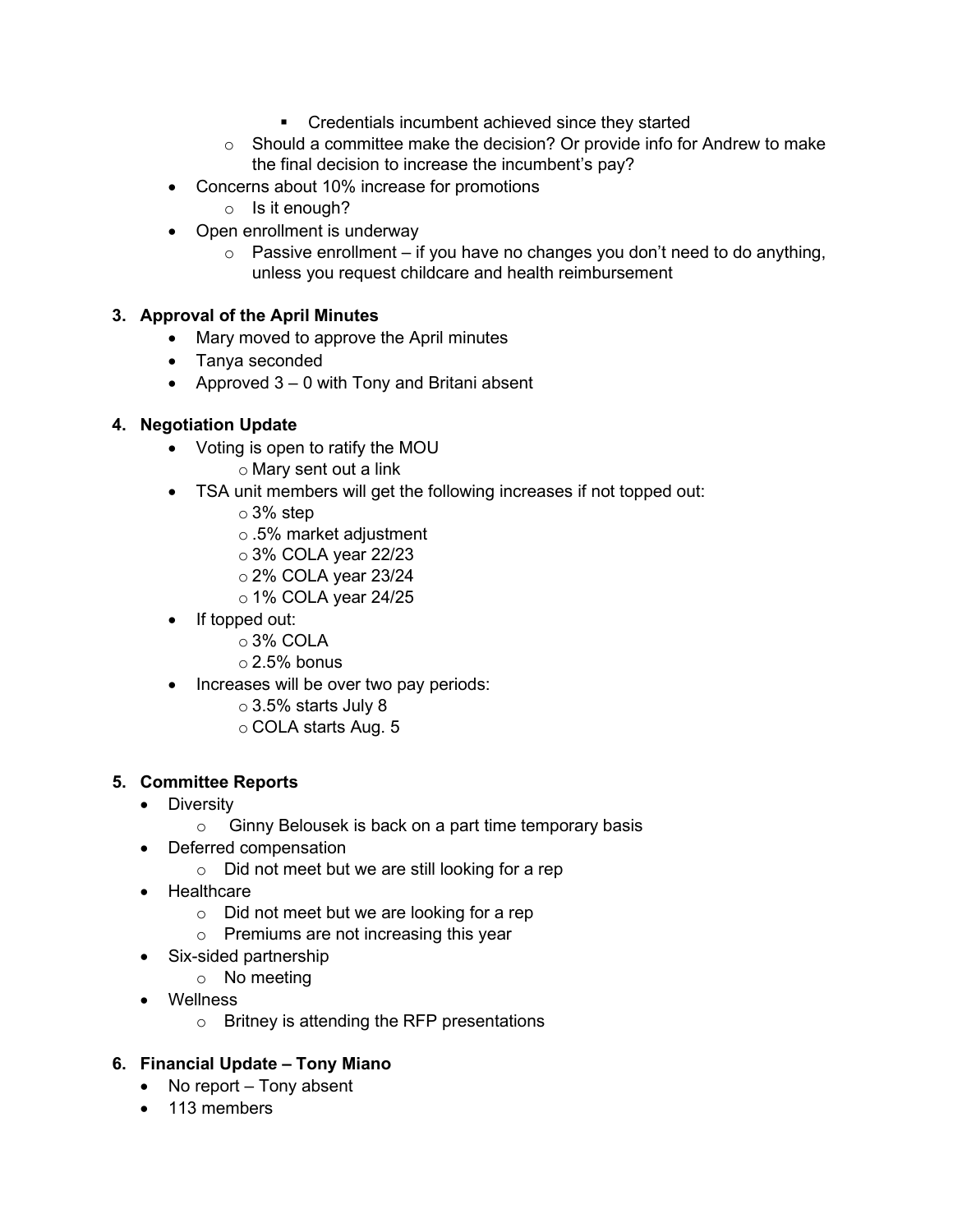- Credentials incumbent achieved since they started
    - Should a committee make the decision? Or provide info for Andrew to make the final decision to increase the incumbent's pay?
- Concerns about 10% increase for promotions
    - Is it enough?
- Open enrollment is underway
    - Passive enrollment – if you have no changes you don't need to do anything, unless you request childcare and health reimbursement

**3. Approval of the April Minutes**

- Mary moved to approve the April minutes
- Tanya seconded
- Approved 3 – 0 with Tony and Britani absent

**4. Negotiation Update**

- Voting is open to ratify the MOU
    - Mary sent out a link
- TSA unit members will get the following increases if not topped out:
    - 3% step
    - .5% market adjustment
    - 3% COLA year 22/23
    - 2% COLA year 23/24
    - 1% COLA year 24/25
- If topped out:
    - 3% COLA
    - 2.5% bonus
- Increases will be over two pay periods:
    - 3.5% starts July 8
    - COLA starts Aug. 5

**5. Committee Reports**

- Diversity
    - Ginny Belousek is back on a part time temporary basis
- Deferred compensation
    - Did not meet but we are still looking for a rep
- Healthcare
    - Did not meet but we are looking for a rep
    - Premiums are not increasing this year
- Six-sided partnership
    - No meeting
- Wellness
    - Britney is attending the RFP presentations

**6. Financial Update – Tony Miano**

- No report – Tony absent
- 113 members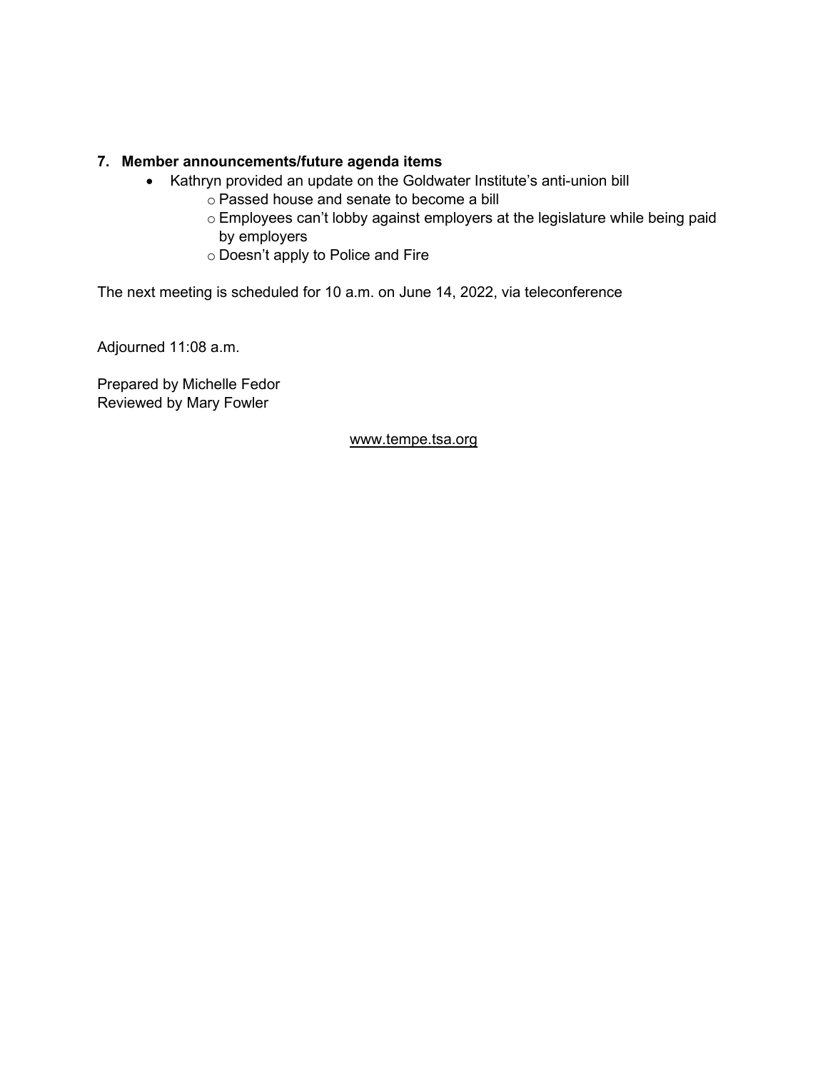**7. Member announcements/future agenda items**

- Kathryn provided an update on the Goldwater Institute's anti-union bill
    - Passed house and senate to become a bill
    - Employees can't lobby against employers at the legislature while being paid by employers
    - Doesn't apply to Police and Fire

The next meeting is scheduled for 10 a.m. on June 14, 2022, via teleconference

Adjourned 11:08 a.m.

Prepared by Michelle Fedor
Reviewed by Mary Fowler

www.tempe.tsa.org